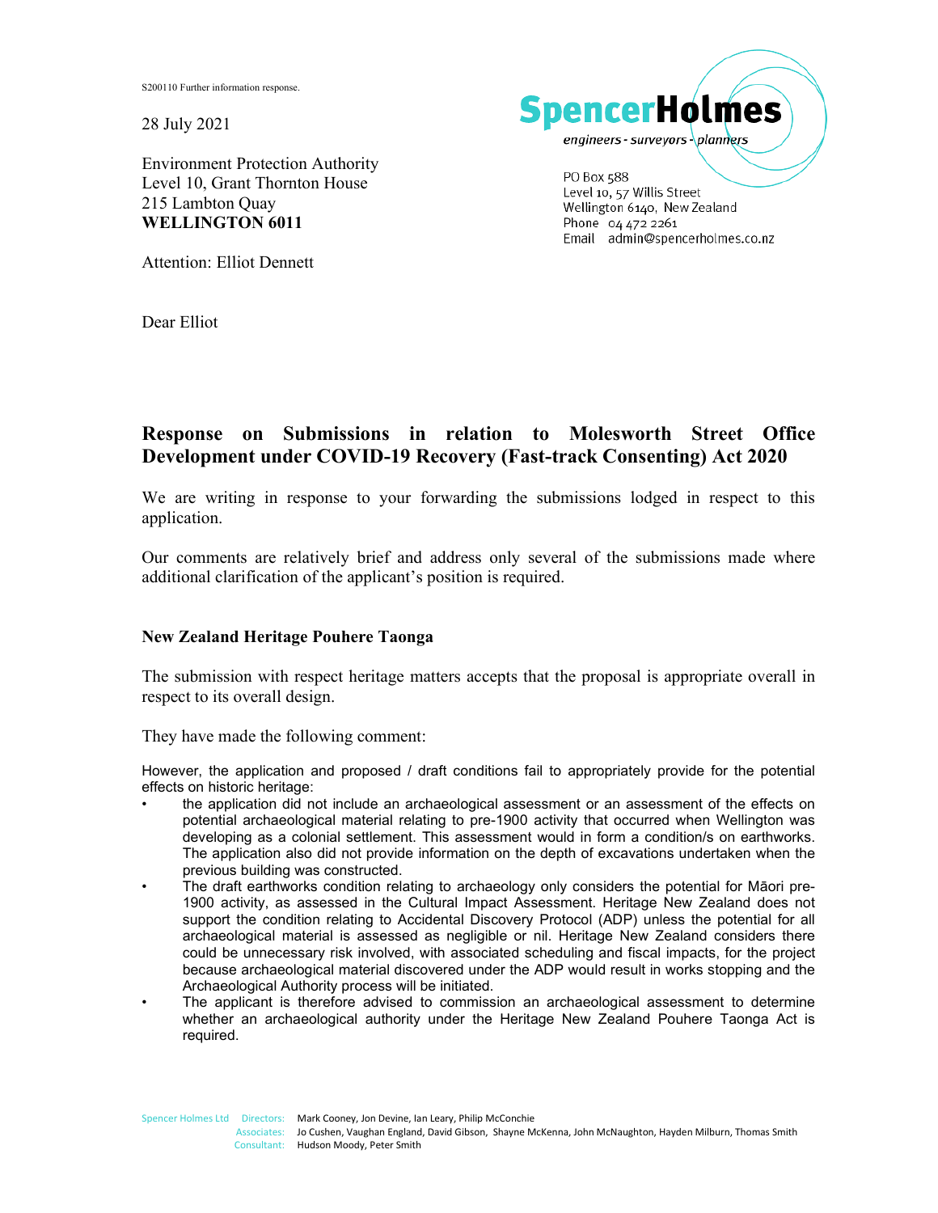S200110 Further information response.

28 July 2021

**SpencerHolmes**
*engineers - surveyors - planners*

PO Box 588
Level 10, 57 Willis Street
Wellington 6140, New Zealand
Phone 04 472 2261
Email admin@spencerholmes.co.nz

Environment Protection Authority
Level 10, Grant Thornton House
215 Lambton Quay
**WELLINGTON 6011**

Attention: Elliot Dennett

Dear Elliot

## Response on Submissions in relation to Molesworth Street Office Development under COVID-19 Recovery (Fast-track Consenting) Act 2020

We are writing in response to your forwarding the submissions lodged in respect to this application.

Our comments are relatively brief and address only several of the submissions made where additional clarification of the applicant's position is required.

### New Zealand Heritage Pouhere Taonga

The submission with respect heritage matters accepts that the proposal is appropriate overall in respect to its overall design.

They have made the following comment:

However, the application and proposed / draft conditions fail to appropriately provide for the potential effects on historic heritage:

- the application did not include an archaeological assessment or an assessment of the effects on potential archaeological material relating to pre-1900 activity that occurred when Wellington was developing as a colonial settlement. This assessment would in form a condition/s on earthworks. The application also did not provide information on the depth of excavations undertaken when the previous building was constructed.
- The draft earthworks condition relating to archaeology only considers the potential for Māori pre-1900 activity, as assessed in the Cultural Impact Assessment. Heritage New Zealand does not support the condition relating to Accidental Discovery Protocol (ADP) unless the potential for all archaeological material is assessed as negligible or nil. Heritage New Zealand considers there could be unnecessary risk involved, with associated scheduling and fiscal impacts, for the project because archaeological material discovered under the ADP would result in works stopping and the Archaeological Authority process will be initiated.
- The applicant is therefore advised to commission an archaeological assessment to determine whether an archaeological authority under the Heritage New Zealand Pouhere Taonga Act is required.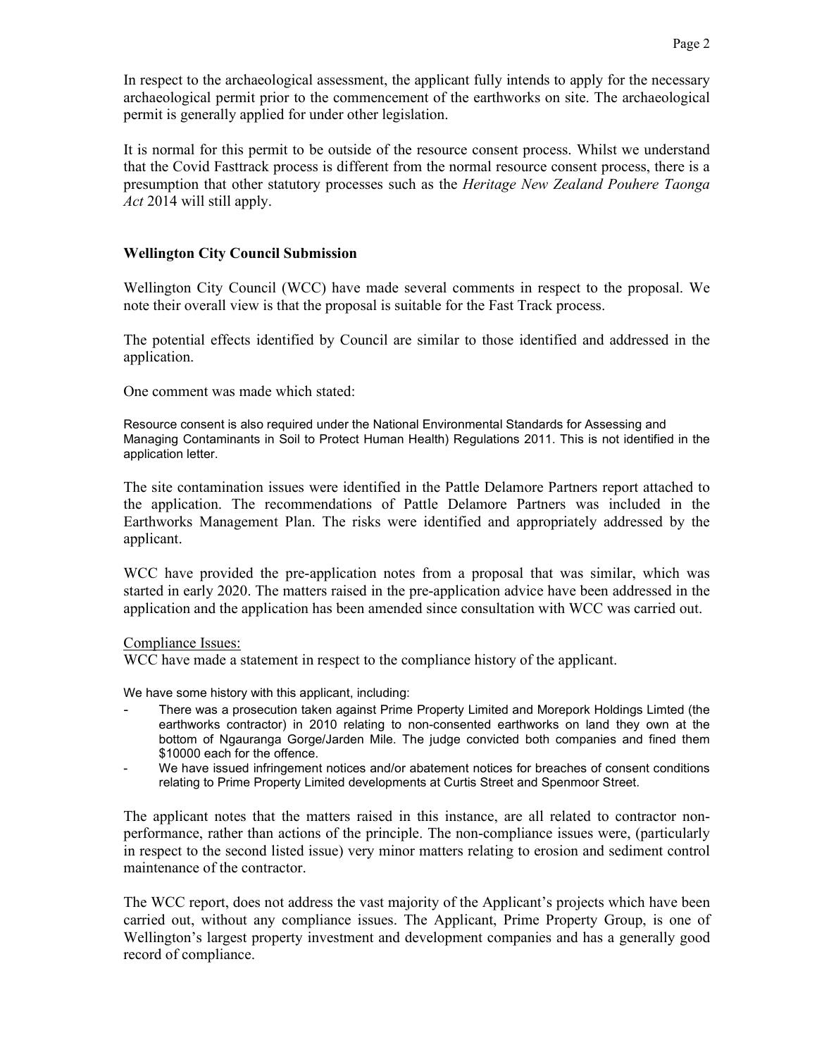In respect to the archaeological assessment, the applicant fully intends to apply for the necessary archaeological permit prior to the commencement of the earthworks on site. The archaeological permit is generally applied for under other legislation.

It is normal for this permit to be outside of the resource consent process. Whilst we understand that the Covid Fasttrack process is different from the normal resource consent process, there is a presumption that other statutory processes such as the *Heritage New Zealand Pouhere Taonga Act* 2014 will still apply.

**Wellington City Council Submission**

Wellington City Council (WCC) have made several comments in respect to the proposal. We note their overall view is that the proposal is suitable for the Fast Track process.

The potential effects identified by Council are similar to those identified and addressed in the application.

One comment was made which stated:

Resource consent is also required under the National Environmental Standards for Assessing and Managing Contaminants in Soil to Protect Human Health) Regulations 2011. This is not identified in the application letter.

The site contamination issues were identified in the Pattle Delamore Partners report attached to the application. The recommendations of Pattle Delamore Partners was included in the Earthworks Management Plan. The risks were identified and appropriately addressed by the applicant.

WCC have provided the pre-application notes from a proposal that was similar, which was started in early 2020. The matters raised in the pre-application advice have been addressed in the application and the application has been amended since consultation with WCC was carried out.

<u>Compliance Issues:</u>
WCC have made a statement in respect to the compliance history of the applicant.

We have some history with this applicant, including:

- There was a prosecution taken against Prime Property Limited and Morepork Holdings Limted (the earthworks contractor) in 2010 relating to non-consented earthworks on land they own at the bottom of Ngauranga Gorge/Jarden Mile. The judge convicted both companies and fined them $10000 each for the offence.
- We have issued infringement notices and/or abatement notices for breaches of consent conditions relating to Prime Property Limited developments at Curtis Street and Spenmoor Street.

The applicant notes that the matters raised in this instance, are all related to contractor non-performance, rather than actions of the principle. The non-compliance issues were, (particularly in respect to the second listed issue) very minor matters relating to erosion and sediment control maintenance of the contractor.

The WCC report, does not address the vast majority of the Applicant's projects which have been carried out, without any compliance issues. The Applicant, Prime Property Group, is one of Wellington's largest property investment and development companies and has a generally good record of compliance.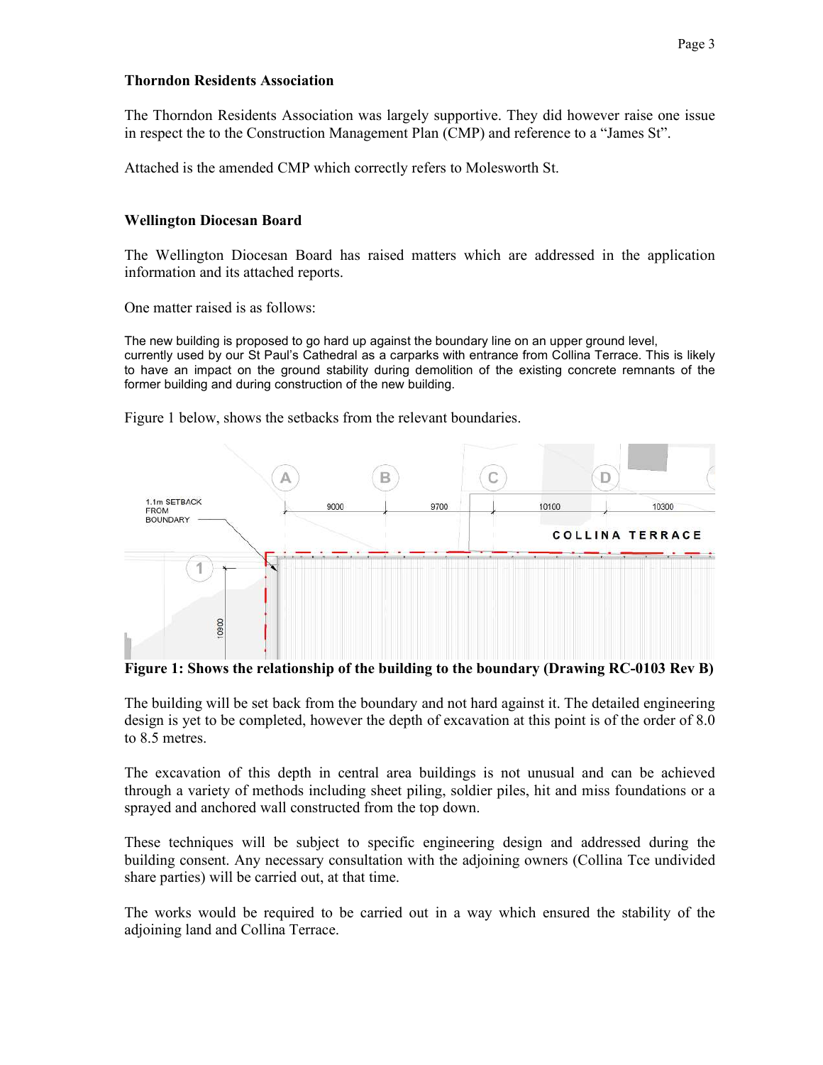**Thorndon Residents Association**

The Thorndon Residents Association was largely supportive. They did however raise one issue in respect the to the Construction Management Plan (CMP) and reference to a "James St".

Attached is the amended CMP which correctly refers to Molesworth St.

**Wellington Diocesan Board**

The Wellington Diocesan Board has raised matters which are addressed in the application information and its attached reports.

One matter raised is as follows:

The new building is proposed to go hard up against the boundary line on an upper ground level, currently used by our St Paul's Cathedral as a carparks with entrance from Collina Terrace. This is likely to have an impact on the ground stability during demolition of the existing concrete remnants of the former building and during construction of the new building.

Figure 1 below, shows the setbacks from the relevant boundaries.

**Figure 1: Shows the relationship of the building to the boundary (Drawing RC-0103 Rev B)**

The building will be set back from the boundary and not hard against it. The detailed engineering design is yet to be completed, however the depth of excavation at this point is of the order of 8.0 to 8.5 metres.

The excavation of this depth in central area buildings is not unusual and can be achieved through a variety of methods including sheet piling, soldier piles, hit and miss foundations or a sprayed and anchored wall constructed from the top down.

These techniques will be subject to specific engineering design and addressed during the building consent. Any necessary consultation with the adjoining owners (Collina Tce undivided share parties) will be carried out, at that time.

The works would be required to be carried out in a way which ensured the stability of the adjoining land and Collina Terrace.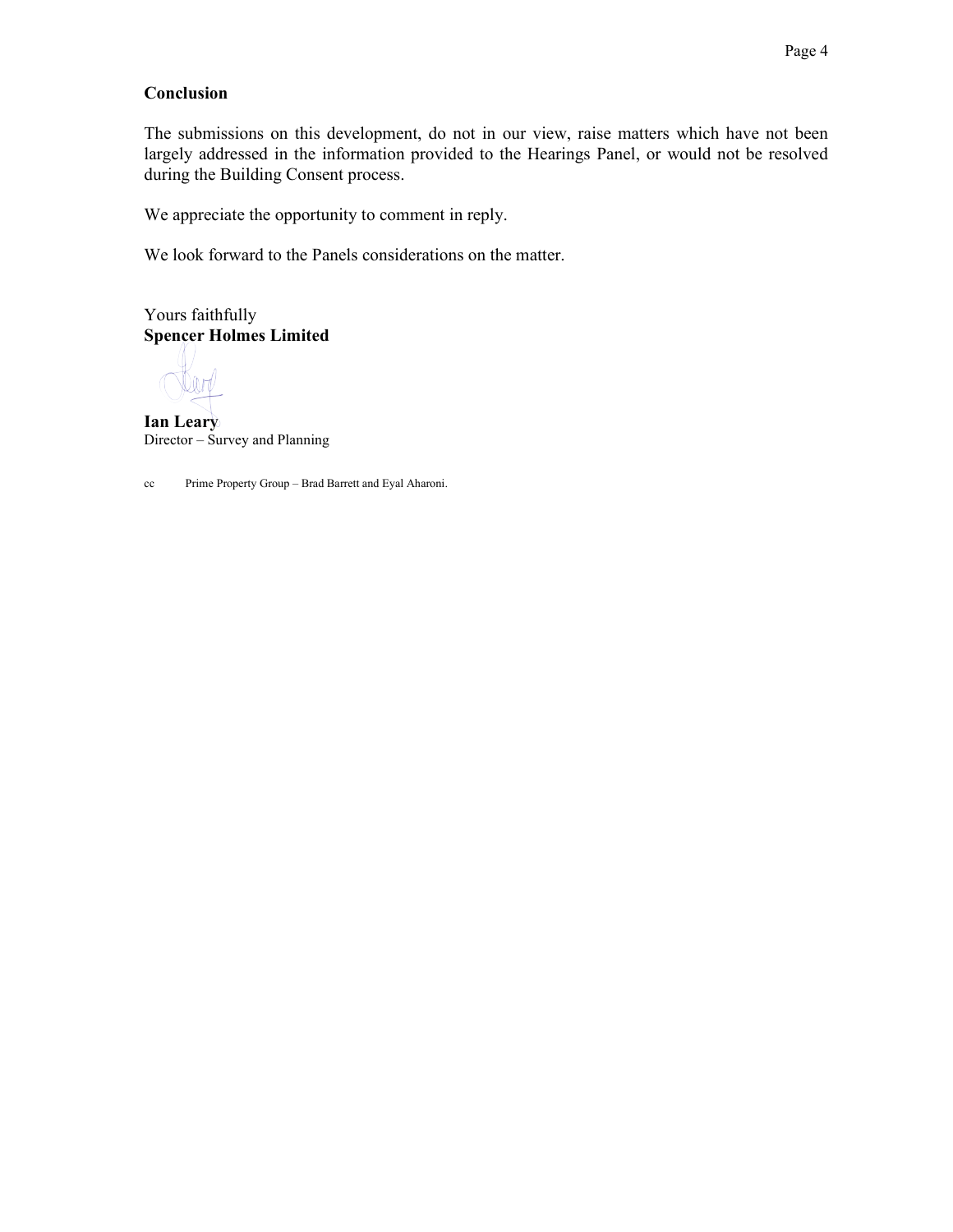## Conclusion

The submissions on this development, do not in our view, raise matters which have not been largely addressed in the information provided to the Hearings Panel, or would not be resolved during the Building Consent process.

We appreciate the opportunity to comment in reply.

We look forward to the Panels considerations on the matter.

Yours faithfully
**Spencer Holmes Limited**

**Ian Leary**
Director – Survey and Planning

cc Prime Property Group – Brad Barrett and Eyal Aharoni.